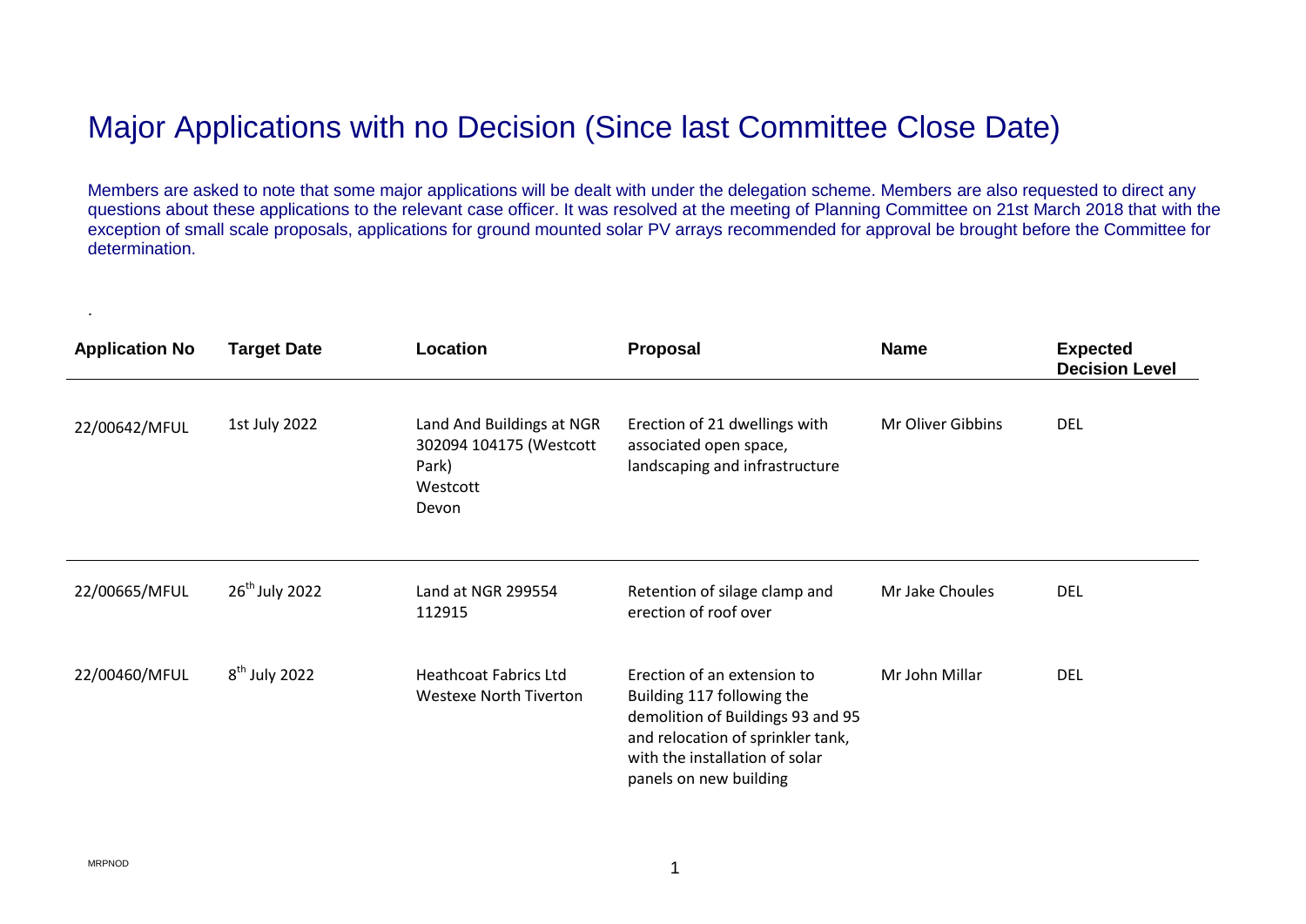# Major Applications with no Decision (Since last Committee Close Date)

Members are asked to note that some major applications will be dealt with under the delegation scheme. Members are also requested to direct any questions about these applications to the relevant case officer. It was resolved at the meeting of Planning Committee on 21st March 2018 that with the exception of small scale proposals, applications for ground mounted solar PV arrays recommended for approval be brought before the Committee for determination.

.

| Application No | Target Date | Location | Proposal | Name | Expected Decision Level |
|---|---|---|---|---|---|
| 22/00642/MFUL | 1st July 2022 | Land And Buildings at NGR 302094 104175 (Westcott Park) Westcott Devon | Erection of 21 dwellings with associated open space, landscaping and infrastructure | Mr Oliver Gibbins | DEL |
| 22/00665/MFUL | 26th July 2022 | Land at NGR 299554 112915 | Retention of silage clamp and erection of roof over | Mr Jake Choules | DEL |
| 22/00460/MFUL | 8th July 2022 | Heathcoat Fabrics Ltd Westexe North Tiverton | Erection of an extension to Building 117 following the demolition of Buildings 93 and 95 and relocation of sprinkler tank, with the installation of solar panels on new building | Mr John Millar | DEL |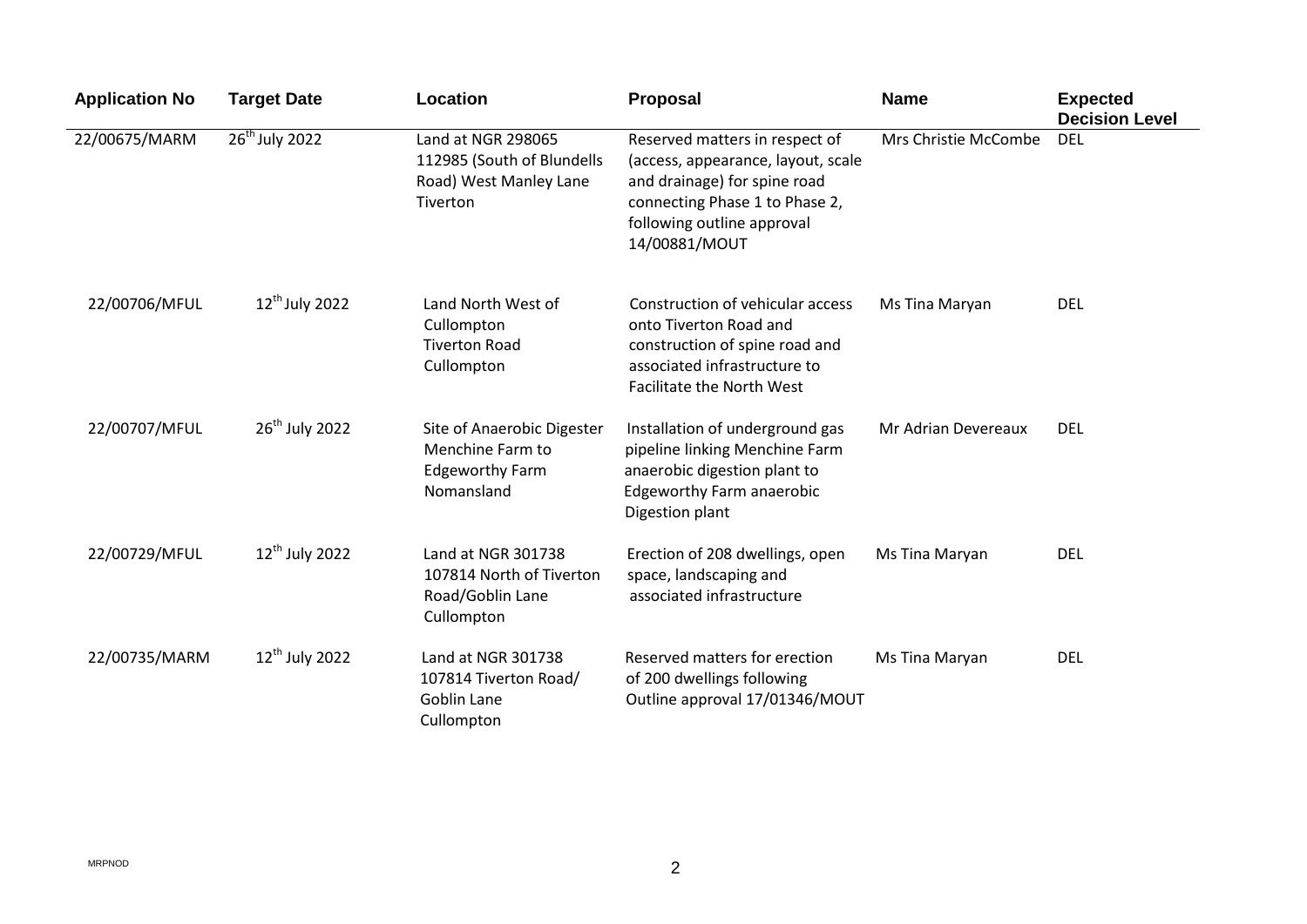| Application No | Target Date | Location | Proposal | Name | Expected Decision Level |
|---|---|---|---|---|---|
| 22/00675/MARM | 26th July 2022 | Land at NGR 298065 112985 (South of Blundells Road) West Manley Lane Tiverton | Reserved matters in respect of (access, appearance, layout, scale and drainage) for spine road connecting Phase 1 to Phase 2, following outline approval 14/00881/MOUT | Mrs Christie McCombe | DEL |
| 22/00706/MFUL | 12th July 2022 | Land North West of Cullompton Tiverton Road Cullompton | Construction of vehicular access onto Tiverton Road and construction of spine road and associated infrastructure to Facilitate the North West | Ms Tina Maryan | DEL |
| 22/00707/MFUL | 26th July 2022 | Site of Anaerobic Digester Menchine Farm to Edgeworthy Farm Nomansland | Installation of underground gas pipeline linking Menchine Farm anaerobic digestion plant to Edgeworthy Farm anaerobic Digestion plant | Mr Adrian Devereaux | DEL |
| 22/00729/MFUL | 12th July 2022 | Land at NGR 301738 107814 North of Tiverton Road/Goblin Lane Cullompton | Erection of 208 dwellings, open space, landscaping and associated infrastructure | Ms Tina Maryan | DEL |
| 22/00735/MARM | 12th July 2022 | Land at NGR 301738 107814 Tiverton Road/ Goblin Lane Cullompton | Reserved matters for erection of 200 dwellings following Outline approval 17/01346/MOUT | Ms Tina Maryan | DEL |

MRPNOD